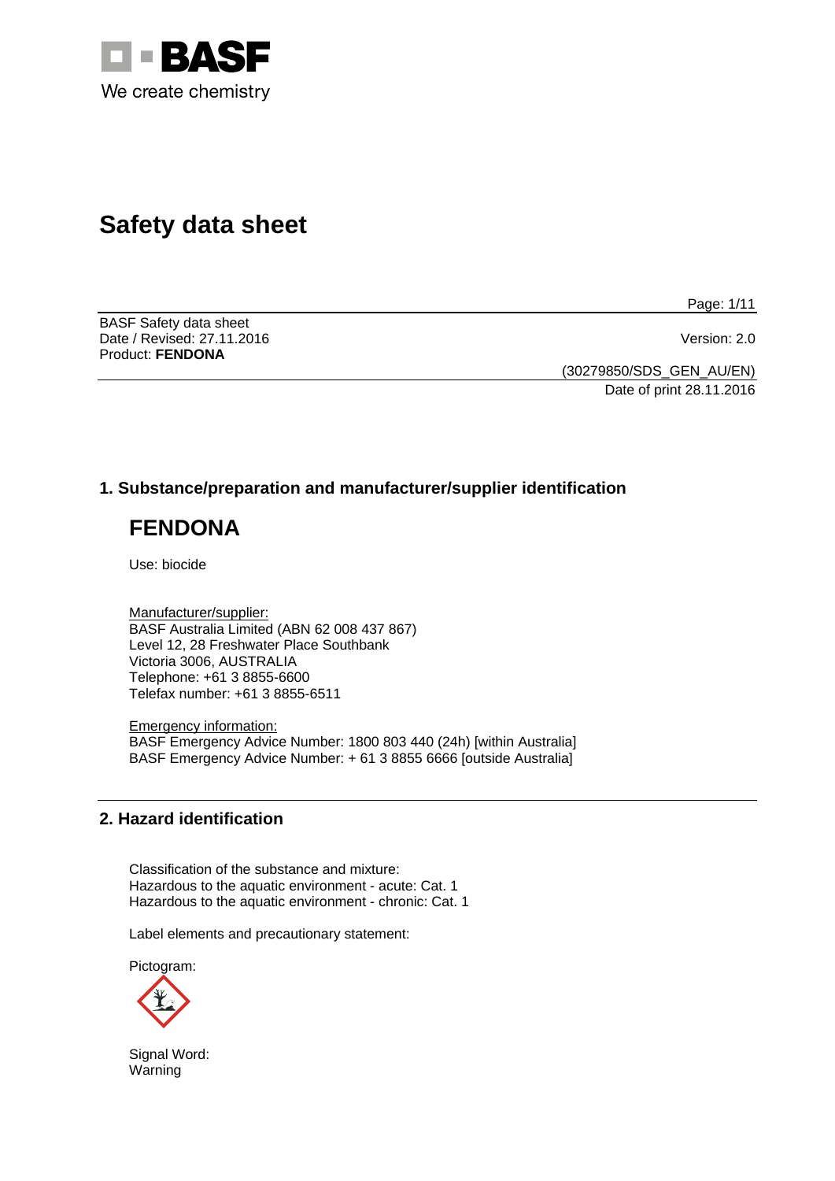BASF

We create chemistry

# Safety data sheet

BASF Safety data sheet
Date / Revised: 27.11.2016
Product: **FENDONA**

Version: 2.0

(30279850/SDS_GEN_AU/EN)
Date of print 28.11.2016

## 1. Substance/preparation and manufacturer/supplier identification

# FENDONA

Use: biocide

Manufacturer/supplier:
BASF Australia Limited (ABN 62 008 437 867)
Level 12, 28 Freshwater Place Southbank
Victoria 3006, AUSTRALIA
Telephone: +61 3 8855-6600
Telefax number: +61 3 8855-6511

Emergency information:
BASF Emergency Advice Number: 1800 803 440 (24h) [within Australia]
BASF Emergency Advice Number: + 61 3 8855 6666 [outside Australia]

## 2. Hazard identification

Classification of the substance and mixture:
Hazardous to the aquatic environment - acute: Cat. 1
Hazardous to the aquatic environment - chronic: Cat. 1

Label elements and precautionary statement:

Pictogram:

Signal Word:
Warning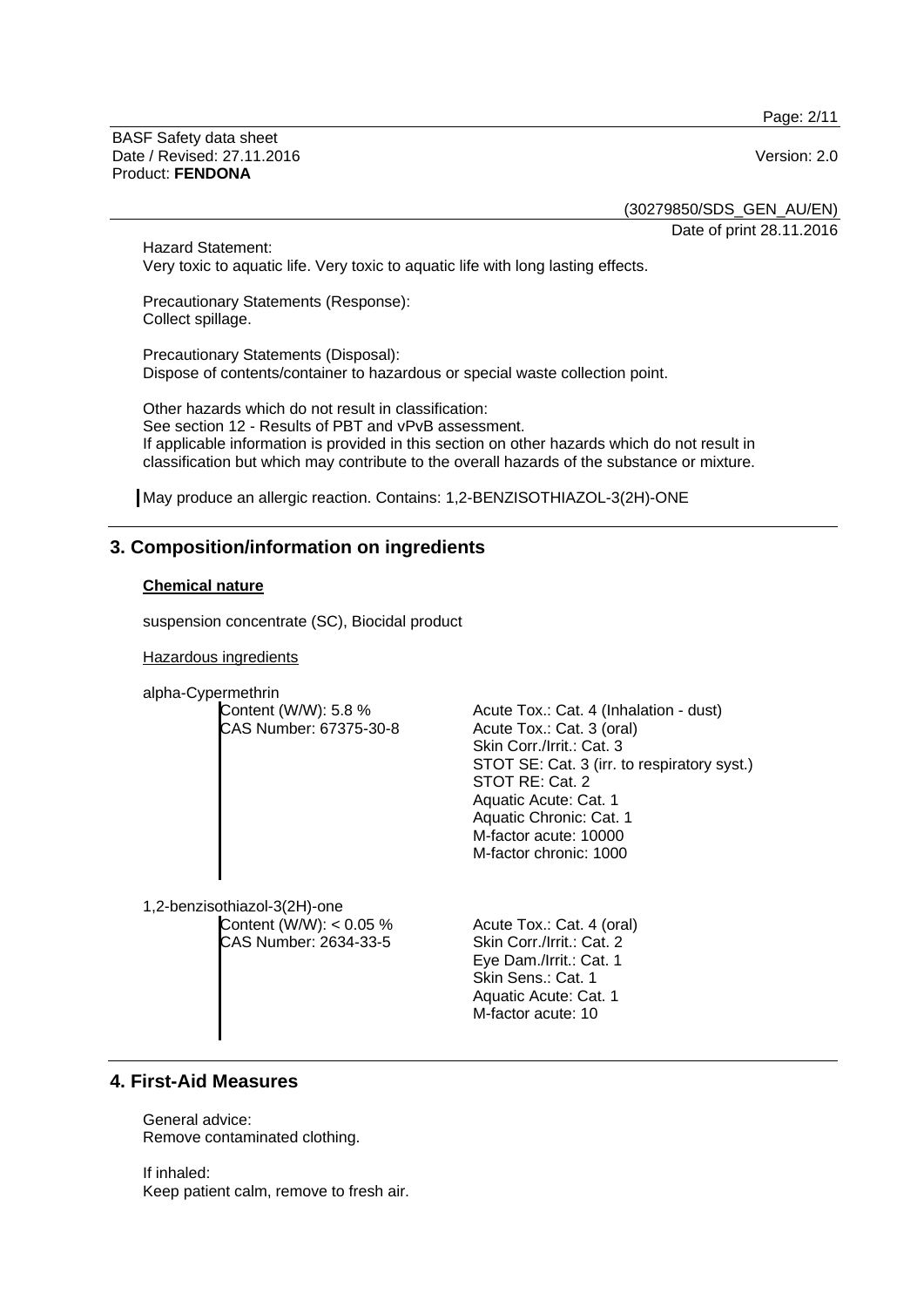Hazard Statement:
Very toxic to aquatic life. Very toxic to aquatic life with long lasting effects.

Precautionary Statements (Response):
Collect spillage.

Precautionary Statements (Disposal):
Dispose of contents/container to hazardous or special waste collection point.

Other hazards which do not result in classification:
See section 12 - Results of PBT and vPvB assessment.
If applicable information is provided in this section on other hazards which do not result in classification but which may contribute to the overall hazards of the substance or mixture.

May produce an allergic reaction. Contains: 1,2-BENZISOTHIAZOL-3(2H)-ONE

## 3. Composition/information on ingredients

**Chemical nature**

suspension concentrate (SC), Biocidal product

Hazardous ingredients

alpha-Cypermethrin

| | |
|---|---|
| Content (W/W): 5.8 %<br>CAS Number: 67375-30-8 | Acute Tox.: Cat. 4 (Inhalation - dust)<br>Acute Tox.: Cat. 3 (oral)<br>Skin Corr./Irrit.: Cat. 3<br>STOT SE: Cat. 3 (irr. to respiratory syst.)<br>STOT RE: Cat. 2<br>Aquatic Acute: Cat. 1<br>Aquatic Chronic: Cat. 1<br>M-factor acute: 10000<br>M-factor chronic: 1000 |

1,2-benzisothiazol-3(2H)-one

| | |
|---|---|
| Content (W/W): < 0.05 %<br>CAS Number: 2634-33-5 | Acute Tox.: Cat. 4 (oral)<br>Skin Corr./Irrit.: Cat. 2<br>Eye Dam./Irrit.: Cat. 1<br>Skin Sens.: Cat. 1<br>Aquatic Acute: Cat. 1<br>M-factor acute: 10 |

## 4. First-Aid Measures

General advice:
Remove contaminated clothing.

If inhaled:
Keep patient calm, remove to fresh air.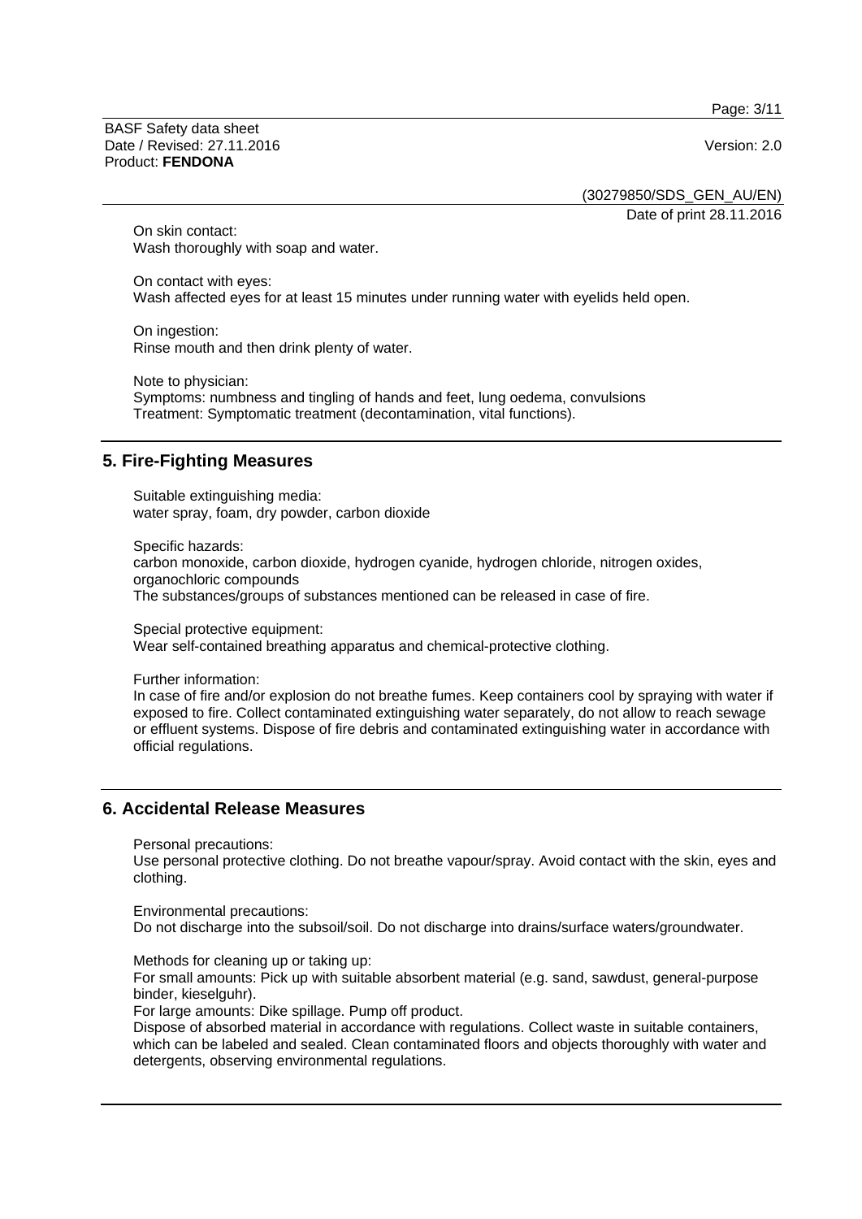On skin contact:
Wash thoroughly with soap and water.

On contact with eyes:
Wash affected eyes for at least 15 minutes under running water with eyelids held open.

On ingestion:
Rinse mouth and then drink plenty of water.

Note to physician:
Symptoms: numbness and tingling of hands and feet, lung oedema, convulsions
Treatment: Symptomatic treatment (decontamination, vital functions).

## 5. Fire-Fighting Measures

Suitable extinguishing media:
water spray, foam, dry powder, carbon dioxide

Specific hazards:
carbon monoxide, carbon dioxide, hydrogen cyanide, hydrogen chloride, nitrogen oxides, organochloric compounds
The substances/groups of substances mentioned can be released in case of fire.

Special protective equipment:
Wear self-contained breathing apparatus and chemical-protective clothing.

Further information:
In case of fire and/or explosion do not breathe fumes. Keep containers cool by spraying with water if exposed to fire. Collect contaminated extinguishing water separately, do not allow to reach sewage or effluent systems. Dispose of fire debris and contaminated extinguishing water in accordance with official regulations.

## 6. Accidental Release Measures

Personal precautions:
Use personal protective clothing. Do not breathe vapour/spray. Avoid contact with the skin, eyes and clothing.

Environmental precautions:
Do not discharge into the subsoil/soil. Do not discharge into drains/surface waters/groundwater.

Methods for cleaning up or taking up:
For small amounts: Pick up with suitable absorbent material (e.g. sand, sawdust, general-purpose binder, kieselguhr).
For large amounts: Dike spillage. Pump off product.
Dispose of absorbed material in accordance with regulations. Collect waste in suitable containers, which can be labeled and sealed. Clean contaminated floors and objects thoroughly with water and detergents, observing environmental regulations.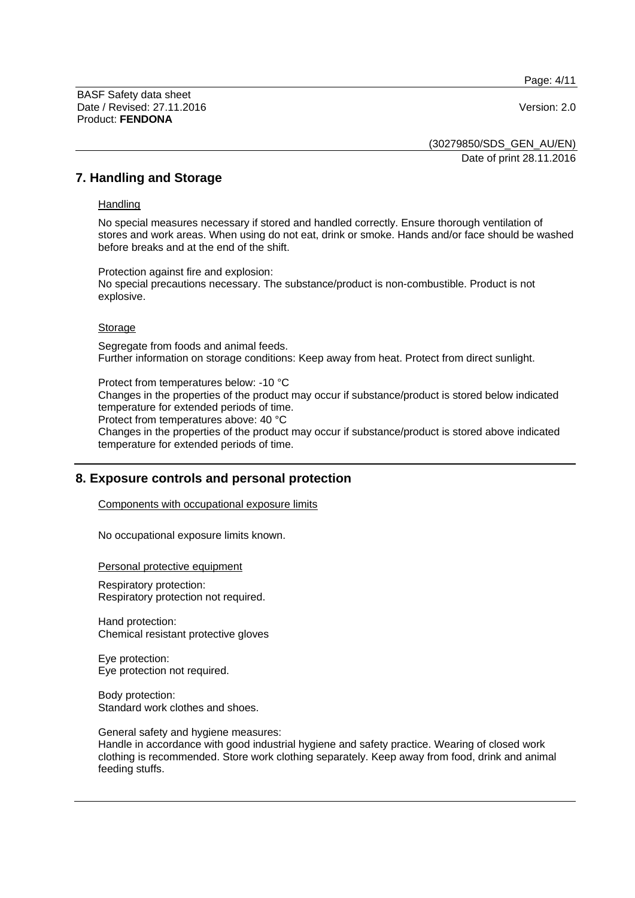## 7. Handling and Storage

Handling

No special measures necessary if stored and handled correctly. Ensure thorough ventilation of stores and work areas. When using do not eat, drink or smoke. Hands and/or face should be washed before breaks and at the end of the shift.

Protection against fire and explosion:
No special precautions necessary. The substance/product is non-combustible. Product is not explosive.

Storage

Segregate from foods and animal feeds.
Further information on storage conditions: Keep away from heat. Protect from direct sunlight.

Protect from temperatures below: -10 °C
Changes in the properties of the product may occur if substance/product is stored below indicated temperature for extended periods of time.
Protect from temperatures above: 40 °C
Changes in the properties of the product may occur if substance/product is stored above indicated temperature for extended periods of time.

## 8. Exposure controls and personal protection

Components with occupational exposure limits

No occupational exposure limits known.

Personal protective equipment

Respiratory protection:
Respiratory protection not required.

Hand protection:
Chemical resistant protective gloves

Eye protection:
Eye protection not required.

Body protection:
Standard work clothes and shoes.

General safety and hygiene measures:
Handle in accordance with good industrial hygiene and safety practice. Wearing of closed work clothing is recommended. Store work clothing separately. Keep away from food, drink and animal feeding stuffs.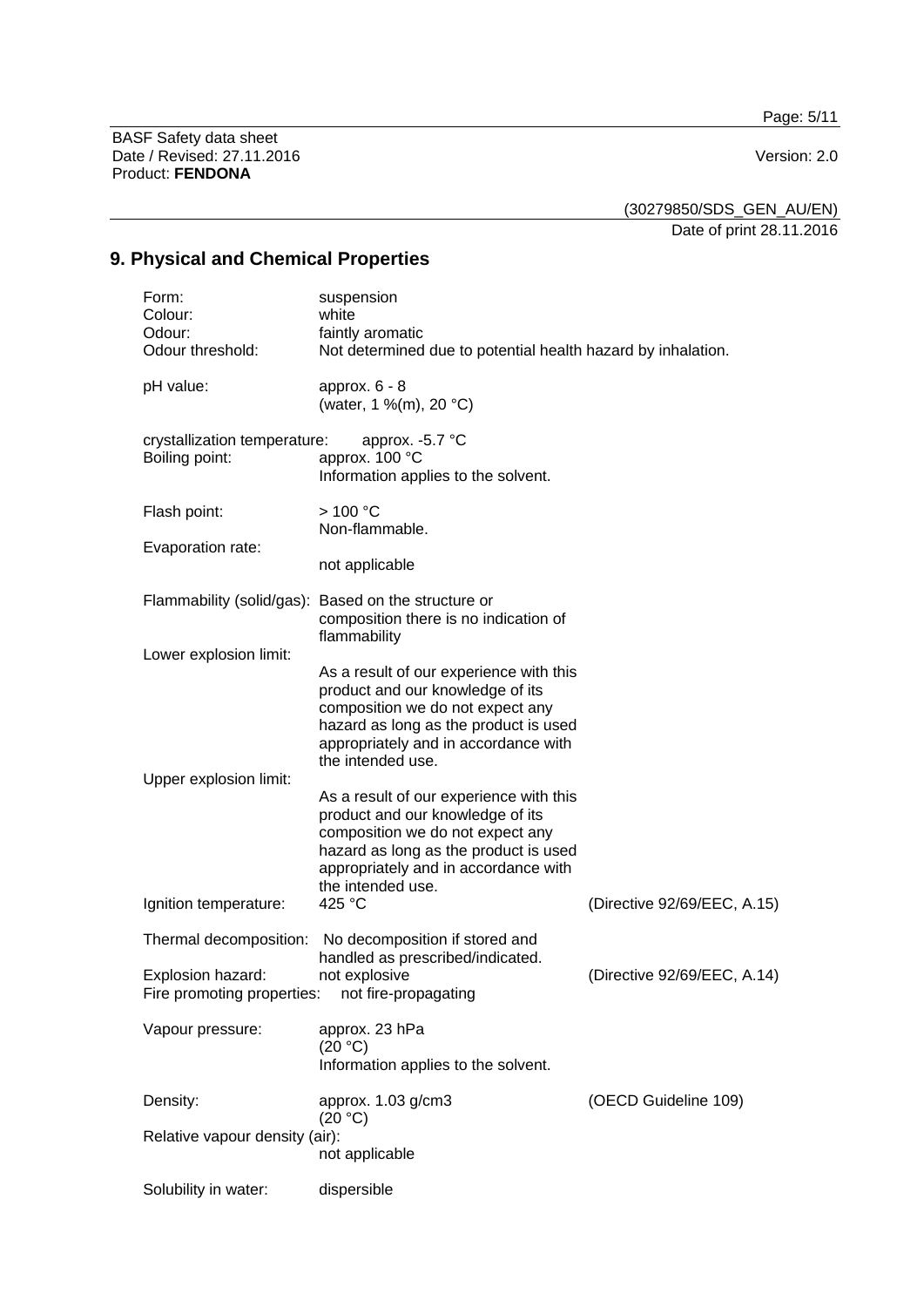## 9. Physical and Chemical Properties

| | | |
|---|---|---|
| Form: | suspension | |
| Colour: | white | |
| Odour: | faintly aromatic | |
| Odour threshold: | Not determined due to potential health hazard by inhalation. | |
| pH value: | approx. 6 - 8<br>(water, 1 %(m), 20 °C) | |
| crystallization temperature: | approx. -5.7 °C | |
| Boiling point: | approx. 100 °C<br>Information applies to the solvent. | |
| Flash point: | > 100 °C<br>Non-flammable. | |
| Evaporation rate: | not applicable | |
| Flammability (solid/gas): | Based on the structure or composition there is no indication of flammability | |
| Lower explosion limit: | As a result of our experience with this product and our knowledge of its composition we do not expect any hazard as long as the product is used appropriately and in accordance with the intended use. | |
| Upper explosion limit: | As a result of our experience with this product and our knowledge of its composition we do not expect any hazard as long as the product is used appropriately and in accordance with the intended use. | |
| Ignition temperature: | 425 °C | (Directive 92/69/EEC, A.15) |
| Thermal decomposition: | No decomposition if stored and handled as prescribed/indicated. | |
| Explosion hazard: | not explosive | (Directive 92/69/EEC, A.14) |
| Fire promoting properties: | not fire-propagating | |
| Vapour pressure: | approx. 23 hPa<br>(20 °C)<br>Information applies to the solvent. | |
| Density: | approx. 1.03 g/cm3<br>(20 °C) | (OECD Guideline 109) |
| Relative vapour density (air): | not applicable | |
| Solubility in water: | dispersible | |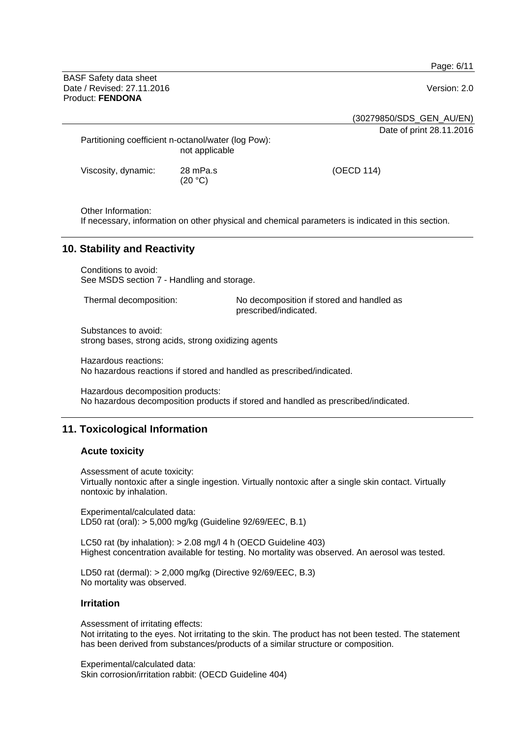Partitioning coefficient n-octanol/water (log Pow):
not applicable

Viscosity, dynamic: 28 mPa.s (20 °C) (OECD 114)

Other Information:
If necessary, information on other physical and chemical parameters is indicated in this section.

## 10. Stability and Reactivity

Conditions to avoid:
See MSDS section 7 - Handling and storage.

Thermal decomposition: No decomposition if stored and handled as prescribed/indicated.

Substances to avoid:
strong bases, strong acids, strong oxidizing agents

Hazardous reactions:
No hazardous reactions if stored and handled as prescribed/indicated.

Hazardous decomposition products:
No hazardous decomposition products if stored and handled as prescribed/indicated.

## 11. Toxicological Information

### Acute toxicity

Assessment of acute toxicity:
Virtually nontoxic after a single ingestion. Virtually nontoxic after a single skin contact. Virtually nontoxic by inhalation.

Experimental/calculated data:
LD50 rat (oral): > 5,000 mg/kg (Guideline 92/69/EEC, B.1)

LC50 rat (by inhalation): > 2.08 mg/l 4 h (OECD Guideline 403)
Highest concentration available for testing. No mortality was observed. An aerosol was tested.

LD50 rat (dermal): > 2,000 mg/kg (Directive 92/69/EEC, B.3)
No mortality was observed.

### Irritation

Assessment of irritating effects:
Not irritating to the eyes. Not irritating to the skin. The product has not been tested. The statement has been derived from substances/products of a similar structure or composition.

Experimental/calculated data:
Skin corrosion/irritation rabbit: (OECD Guideline 404)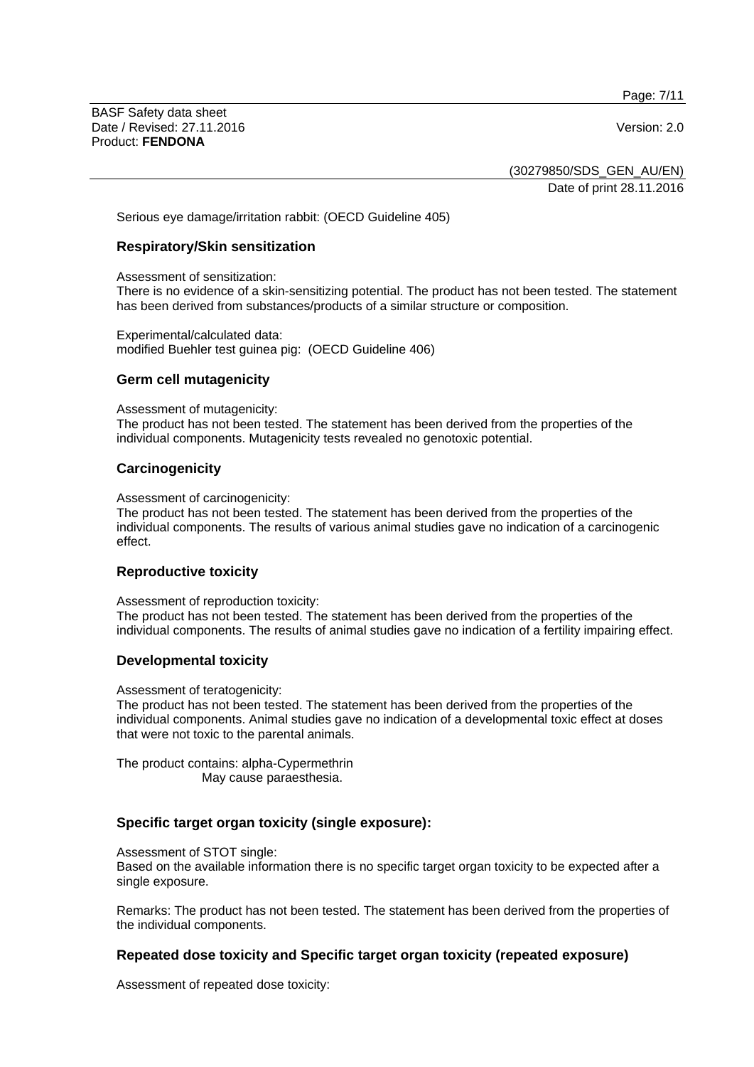Serious eye damage/irritation rabbit: (OECD Guideline 405)

### Respiratory/Skin sensitization

Assessment of sensitization:
There is no evidence of a skin-sensitizing potential. The product has not been tested. The statement has been derived from substances/products of a similar structure or composition.

Experimental/calculated data:
modified Buehler test guinea pig: (OECD Guideline 406)

### Germ cell mutagenicity

Assessment of mutagenicity:
The product has not been tested. The statement has been derived from the properties of the individual components. Mutagenicity tests revealed no genotoxic potential.

### Carcinogenicity

Assessment of carcinogenicity:
The product has not been tested. The statement has been derived from the properties of the individual components. The results of various animal studies gave no indication of a carcinogenic effect.

### Reproductive toxicity

Assessment of reproduction toxicity:
The product has not been tested. The statement has been derived from the properties of the individual components. The results of animal studies gave no indication of a fertility impairing effect.

### Developmental toxicity

Assessment of teratogenicity:
The product has not been tested. The statement has been derived from the properties of the individual components. Animal studies gave no indication of a developmental toxic effect at doses that were not toxic to the parental animals.

The product contains: alpha-Cypermethrin
May cause paraesthesia.

### Specific target organ toxicity (single exposure):

Assessment of STOT single:
Based on the available information there is no specific target organ toxicity to be expected after a single exposure.

Remarks: The product has not been tested. The statement has been derived from the properties of the individual components.

### Repeated dose toxicity and Specific target organ toxicity (repeated exposure)

Assessment of repeated dose toxicity: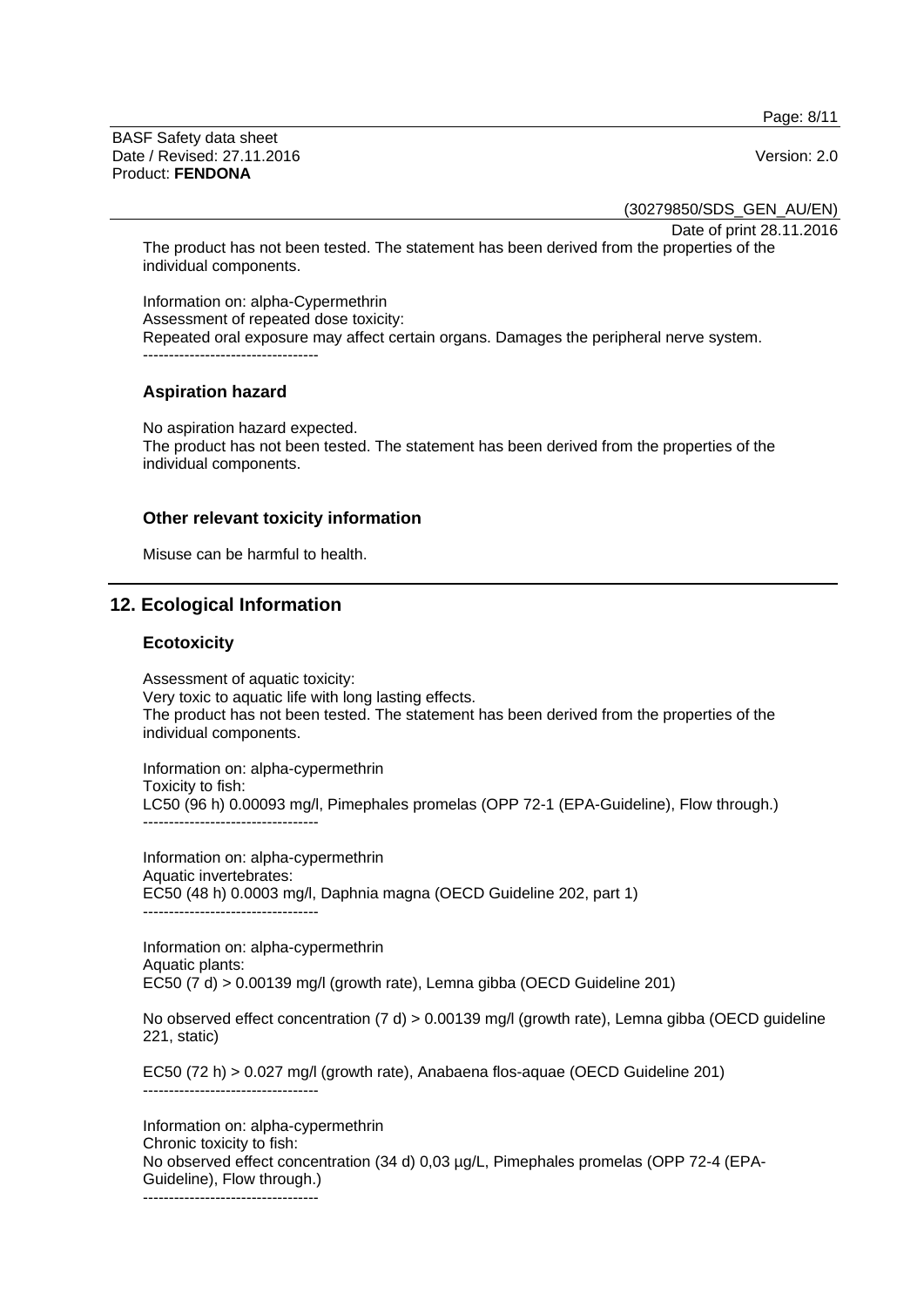The product has not been tested. The statement has been derived from the properties of the individual components.

Information on: alpha-Cypermethrin
Assessment of repeated dose toxicity:
Repeated oral exposure may affect certain organs. Damages the peripheral nerve system.
----------------------------------

### Aspiration hazard

No aspiration hazard expected.
The product has not been tested. The statement has been derived from the properties of the individual components.

### Other relevant toxicity information

Misuse can be harmful to health.

## 12. Ecological Information

### Ecotoxicity

Assessment of aquatic toxicity:
Very toxic to aquatic life with long lasting effects.
The product has not been tested. The statement has been derived from the properties of the individual components.

Information on: alpha-cypermethrin
Toxicity to fish:
LC50 (96 h) 0.00093 mg/l, Pimephales promelas (OPP 72-1 (EPA-Guideline), Flow through.)
----------------------------------

Information on: alpha-cypermethrin
Aquatic invertebrates:
EC50 (48 h) 0.0003 mg/l, Daphnia magna (OECD Guideline 202, part 1)
----------------------------------

Information on: alpha-cypermethrin
Aquatic plants:
EC50 (7 d) > 0.00139 mg/l (growth rate), Lemna gibba (OECD Guideline 201)

No observed effect concentration (7 d) > 0.00139 mg/l (growth rate), Lemna gibba (OECD guideline 221, static)

EC50 (72 h) > 0.027 mg/l (growth rate), Anabaena flos-aquae (OECD Guideline 201)
----------------------------------

Information on: alpha-cypermethrin
Chronic toxicity to fish:
No observed effect concentration (34 d) 0,03 µg/L, Pimephales promelas (OPP 72-4 (EPA-Guideline), Flow through.)
----------------------------------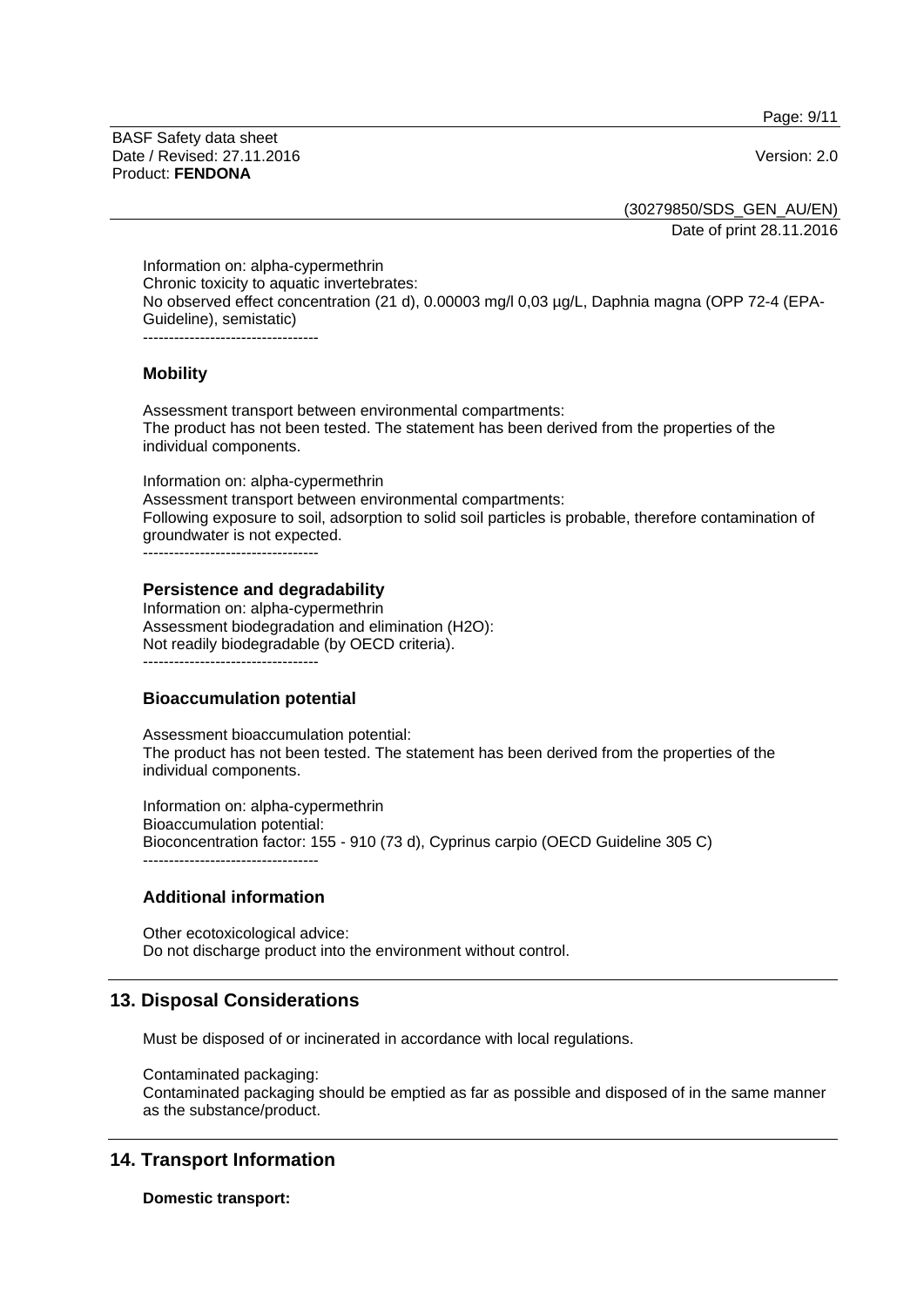Information on: alpha-cypermethrin
Chronic toxicity to aquatic invertebrates:
No observed effect concentration (21 d), 0.00003 mg/l 0,03 µg/L, Daphnia magna (OPP 72-4 (EPA-Guideline), semistatic)
----------------------------------

### Mobility

Assessment transport between environmental compartments:
The product has not been tested. The statement has been derived from the properties of the individual components.

Information on: alpha-cypermethrin
Assessment transport between environmental compartments:
Following exposure to soil, adsorption to solid soil particles is probable, therefore contamination of groundwater is not expected.
----------------------------------

### Persistence and degradability

Information on: alpha-cypermethrin
Assessment biodegradation and elimination (H2O):
Not readily biodegradable (by OECD criteria).
----------------------------------

### Bioaccumulation potential

Assessment bioaccumulation potential:
The product has not been tested. The statement has been derived from the properties of the individual components.

Information on: alpha-cypermethrin
Bioaccumulation potential:
Bioconcentration factor: 155 - 910 (73 d), Cyprinus carpio (OECD Guideline 305 C)
----------------------------------

### Additional information

Other ecotoxicological advice:
Do not discharge product into the environment without control.

## 13. Disposal Considerations

Must be disposed of or incinerated in accordance with local regulations.

Contaminated packaging:
Contaminated packaging should be emptied as far as possible and disposed of in the same manner as the substance/product.

## 14. Transport Information

**Domestic transport:**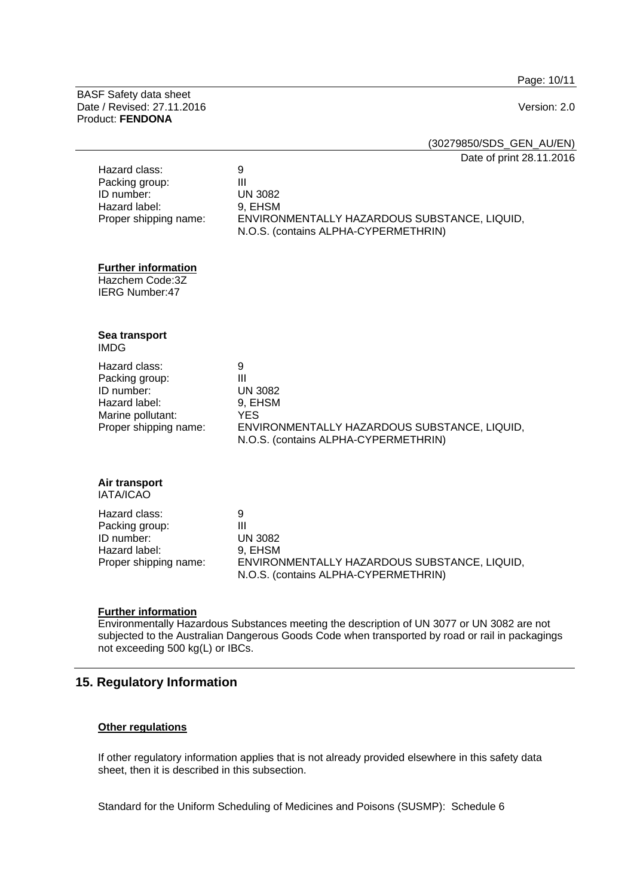| | |
|---|---|
| Hazard class: | 9 |
| Packing group: | III |
| ID number: | UN 3082 |
| Hazard label: | 9, EHSM |
| Proper shipping name: | ENVIRONMENTALLY HAZARDOUS SUBSTANCE, LIQUID, N.O.S. (contains ALPHA-CYPERMETHRIN) |

**Further information**

Hazchem Code:3Z
IERG Number:47

**Sea transport**

IMDG

| | |
|---|---|
| Hazard class: | 9 |
| Packing group: | III |
| ID number: | UN 3082 |
| Hazard label: | 9, EHSM |
| Marine pollutant: | YES |
| Proper shipping name: | ENVIRONMENTALLY HAZARDOUS SUBSTANCE, LIQUID, N.O.S. (contains ALPHA-CYPERMETHRIN) |

**Air transport**

IATA/ICAO

| | |
|---|---|
| Hazard class: | 9 |
| Packing group: | III |
| ID number: | UN 3082 |
| Hazard label: | 9, EHSM |
| Proper shipping name: | ENVIRONMENTALLY HAZARDOUS SUBSTANCE, LIQUID, N.O.S. (contains ALPHA-CYPERMETHRIN) |

**Further information**

Environmentally Hazardous Substances meeting the description of UN 3077 or UN 3082 are not subjected to the Australian Dangerous Goods Code when transported by road or rail in packagings not exceeding 500 kg(L) or IBCs.

## 15. Regulatory Information

**Other regulations**

If other regulatory information applies that is not already provided elsewhere in this safety data sheet, then it is described in this subsection.

Standard for the Uniform Scheduling of Medicines and Poisons (SUSMP): Schedule 6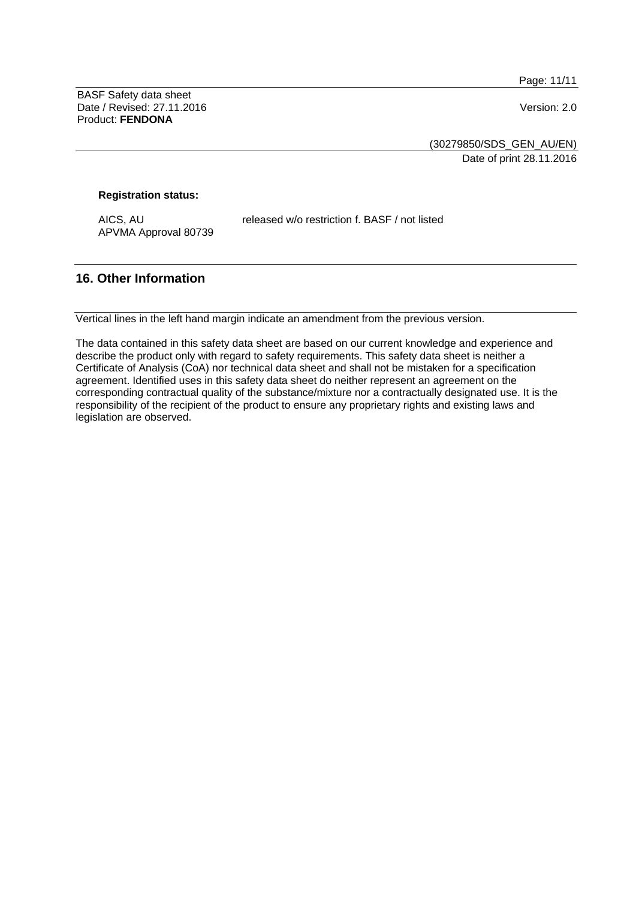**Registration status:**

| | |
|---|---|
| AICS, AU | released w/o restriction f. BASF / not listed |
| APVMA Approval 80739 | |

## 16. Other Information

Vertical lines in the left hand margin indicate an amendment from the previous version.

The data contained in this safety data sheet are based on our current knowledge and experience and describe the product only with regard to safety requirements. This safety data sheet is neither a Certificate of Analysis (CoA) nor technical data sheet and shall not be mistaken for a specification agreement. Identified uses in this safety data sheet do neither represent an agreement on the corresponding contractual quality of the substance/mixture nor a contractually designated use. It is the responsibility of the recipient of the product to ensure any proprietary rights and existing laws and legislation are observed.